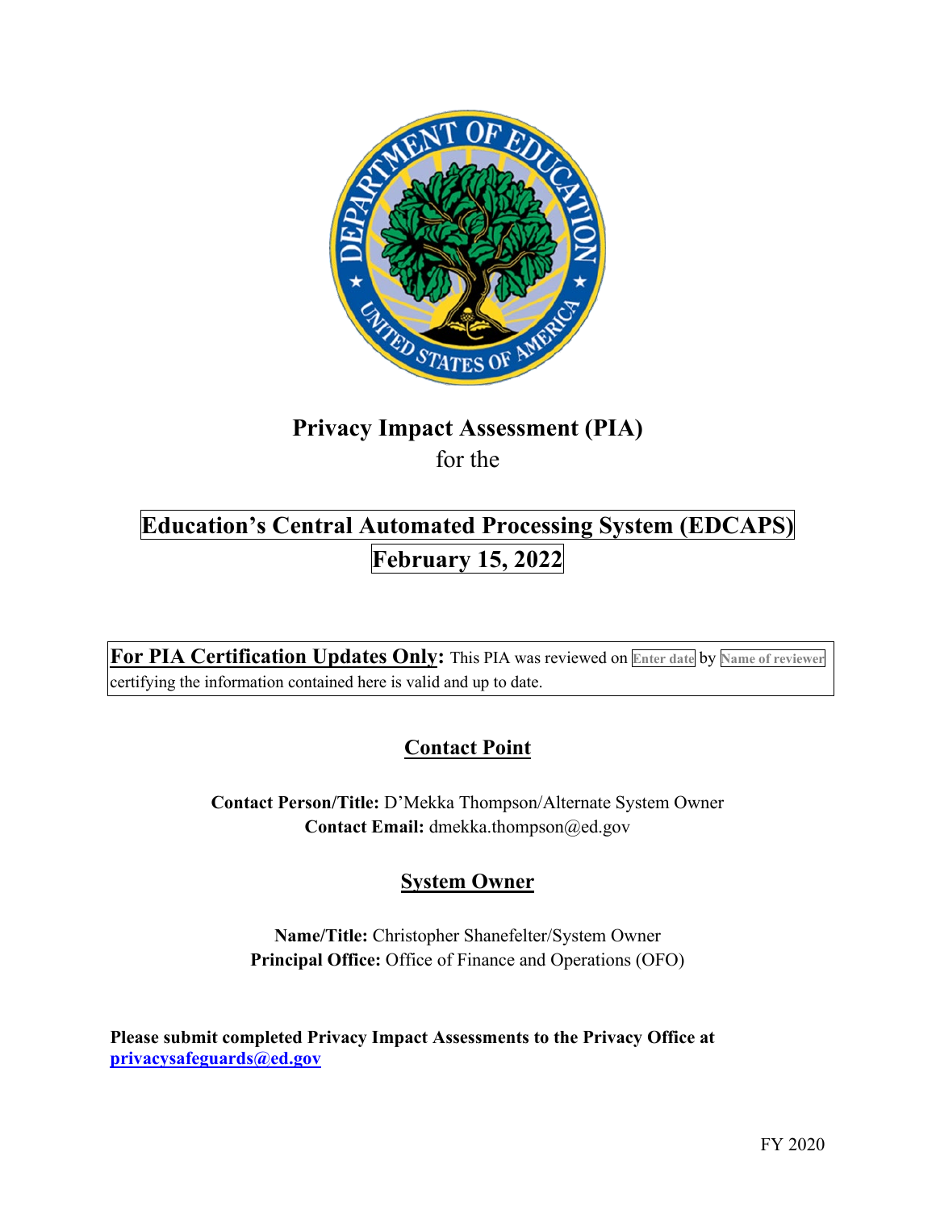# Privacy Impact Assessment (PIA)

for the

## Education's Central Automated Processing System (EDCAPS)

## February 15, 2022

**For PIA Certification Updates Only:** This PIA was reviewed on Enter date by Name of reviewer certifying the information contained here is valid and up to date.

## Contact Point

**Contact Person/Title:** D'Mekka Thompson/Alternate System Owner
**Contact Email:** dmekka.thompson@ed.gov

## System Owner

**Name/Title:** Christopher Shanefelter/System Owner
**Principal Office:** Office of Finance and Operations (OFO)

**Please submit completed Privacy Impact Assessments to the Privacy Office at privacysafeguards@ed.gov**

FY 2020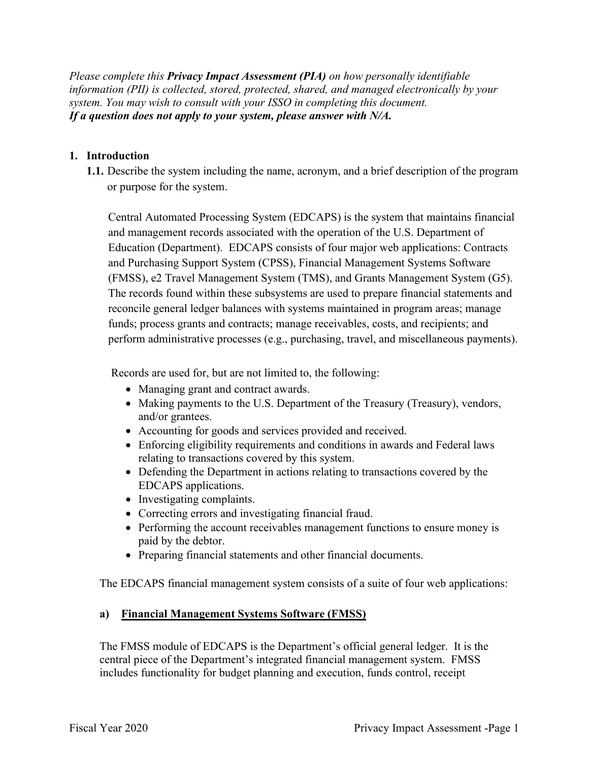*Please complete this **Privacy Impact Assessment (PIA)** on how personally identifiable information (PII) is collected, stored, protected, shared, and managed electronically by your system. You may wish to consult with your ISSO in completing this document.*
***If a question does not apply to your system, please answer with N/A.***

## 1. Introduction

**1.1.** Describe the system including the name, acronym, and a brief description of the program or purpose for the system.

Central Automated Processing System (EDCAPS) is the system that maintains financial and management records associated with the operation of the U.S. Department of Education (Department). EDCAPS consists of four major web applications: Contracts and Purchasing Support System (CPSS), Financial Management Systems Software (FMSS), e2 Travel Management System (TMS), and Grants Management System (G5). The records found within these subsystems are used to prepare financial statements and reconcile general ledger balances with systems maintained in program areas; manage funds; process grants and contracts; manage receivables, costs, and recipients; and perform administrative processes (e.g., purchasing, travel, and miscellaneous payments).

Records are used for, but are not limited to, the following:

- Managing grant and contract awards.
- Making payments to the U.S. Department of the Treasury (Treasury), vendors, and/or grantees.
- Accounting for goods and services provided and received.
- Enforcing eligibility requirements and conditions in awards and Federal laws relating to transactions covered by this system.
- Defending the Department in actions relating to transactions covered by the EDCAPS applications.
- Investigating complaints.
- Correcting errors and investigating financial fraud.
- Performing the account receivables management functions to ensure money is paid by the debtor.
- Preparing financial statements and other financial documents.

The EDCAPS financial management system consists of a suite of four web applications:

**a) <u>Financial Management Systems Software (FMSS)</u>**

The FMSS module of EDCAPS is the Department's official general ledger. It is the central piece of the Department's integrated financial management system. FMSS includes functionality for budget planning and execution, funds control, receipt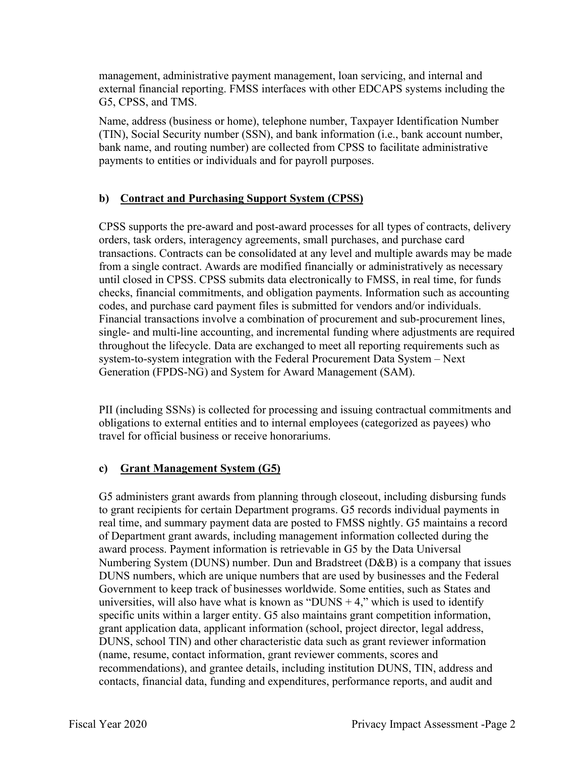management, administrative payment management, loan servicing, and internal and external financial reporting. FMSS interfaces with other EDCAPS systems including the G5, CPSS, and TMS.

Name, address (business or home), telephone number, Taxpayer Identification Number (TIN), Social Security number (SSN), and bank information (i.e., bank account number, bank name, and routing number) are collected from CPSS to facilitate administrative payments to entities or individuals and for payroll purposes.

### b) Contract and Purchasing Support System (CPSS)

CPSS supports the pre-award and post-award processes for all types of contracts, delivery orders, task orders, interagency agreements, small purchases, and purchase card transactions. Contracts can be consolidated at any level and multiple awards may be made from a single contract. Awards are modified financially or administratively as necessary until closed in CPSS. CPSS submits data electronically to FMSS, in real time, for funds checks, financial commitments, and obligation payments. Information such as accounting codes, and purchase card payment files is submitted for vendors and/or individuals. Financial transactions involve a combination of procurement and sub-procurement lines, single- and multi-line accounting, and incremental funding where adjustments are required throughout the lifecycle. Data are exchanged to meet all reporting requirements such as system-to-system integration with the Federal Procurement Data System – Next Generation (FPDS-NG) and System for Award Management (SAM).

PII (including SSNs) is collected for processing and issuing contractual commitments and obligations to external entities and to internal employees (categorized as payees) who travel for official business or receive honorariums.

### c) Grant Management System (G5)

G5 administers grant awards from planning through closeout, including disbursing funds to grant recipients for certain Department programs. G5 records individual payments in real time, and summary payment data are posted to FMSS nightly. G5 maintains a record of Department grant awards, including management information collected during the award process. Payment information is retrievable in G5 by the Data Universal Numbering System (DUNS) number. Dun and Bradstreet (D&B) is a company that issues DUNS numbers, which are unique numbers that are used by businesses and the Federal Government to keep track of businesses worldwide. Some entities, such as States and universities, will also have what is known as "DUNS + 4," which is used to identify specific units within a larger entity. G5 also maintains grant competition information, grant application data, applicant information (school, project director, legal address, DUNS, school TIN) and other characteristic data such as grant reviewer information (name, resume, contact information, grant reviewer comments, scores and recommendations), and grantee details, including institution DUNS, TIN, address and contacts, financial data, funding and expenditures, performance reports, and audit and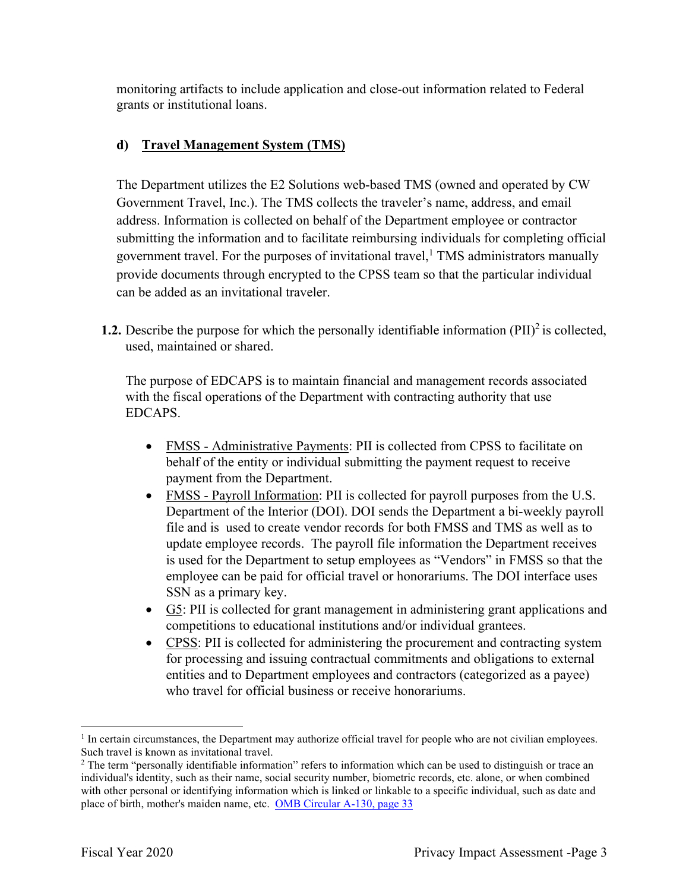monitoring artifacts to include application and close-out information related to Federal grants or institutional loans.

### d) Travel Management System (TMS)

The Department utilizes the E2 Solutions web-based TMS (owned and operated by CW Government Travel, Inc.). The TMS collects the traveler's name, address, and email address. Information is collected on behalf of the Department employee or contractor submitting the information and to facilitate reimbursing individuals for completing official government travel. For the purposes of invitational travel,[1] TMS administrators manually provide documents through encrypted to the CPSS team so that the particular individual can be added as an invitational traveler.

**1.2.** Describe the purpose for which the personally identifiable information (PII)[2] is collected, used, maintained or shared.

The purpose of EDCAPS is to maintain financial and management records associated with the fiscal operations of the Department with contracting authority that use EDCAPS.

- FMSS - Administrative Payments: PII is collected from CPSS to facilitate on behalf of the entity or individual submitting the payment request to receive payment from the Department.
- FMSS - Payroll Information: PII is collected for payroll purposes from the U.S. Department of the Interior (DOI). DOI sends the Department a bi-weekly payroll file and is used to create vendor records for both FMSS and TMS as well as to update employee records. The payroll file information the Department receives is used for the Department to setup employees as "Vendors" in FMSS so that the employee can be paid for official travel or honorariums. The DOI interface uses SSN as a primary key.
- G5: PII is collected for grant management in administering grant applications and competitions to educational institutions and/or individual grantees.
- CPSS: PII is collected for administering the procurement and contracting system for processing and issuing contractual commitments and obligations to external entities and to Department employees and contractors (categorized as a payee) who travel for official business or receive honorariums.

---

[1] In certain circumstances, the Department may authorize official travel for people who are not civilian employees. Such travel is known as invitational travel.

[2] The term "personally identifiable information" refers to information which can be used to distinguish or trace an individual's identity, such as their name, social security number, biometric records, etc. alone, or when combined with other personal or identifying information which is linked or linkable to a specific individual, such as date and place of birth, mother's maiden name, etc. OMB Circular A-130, page 33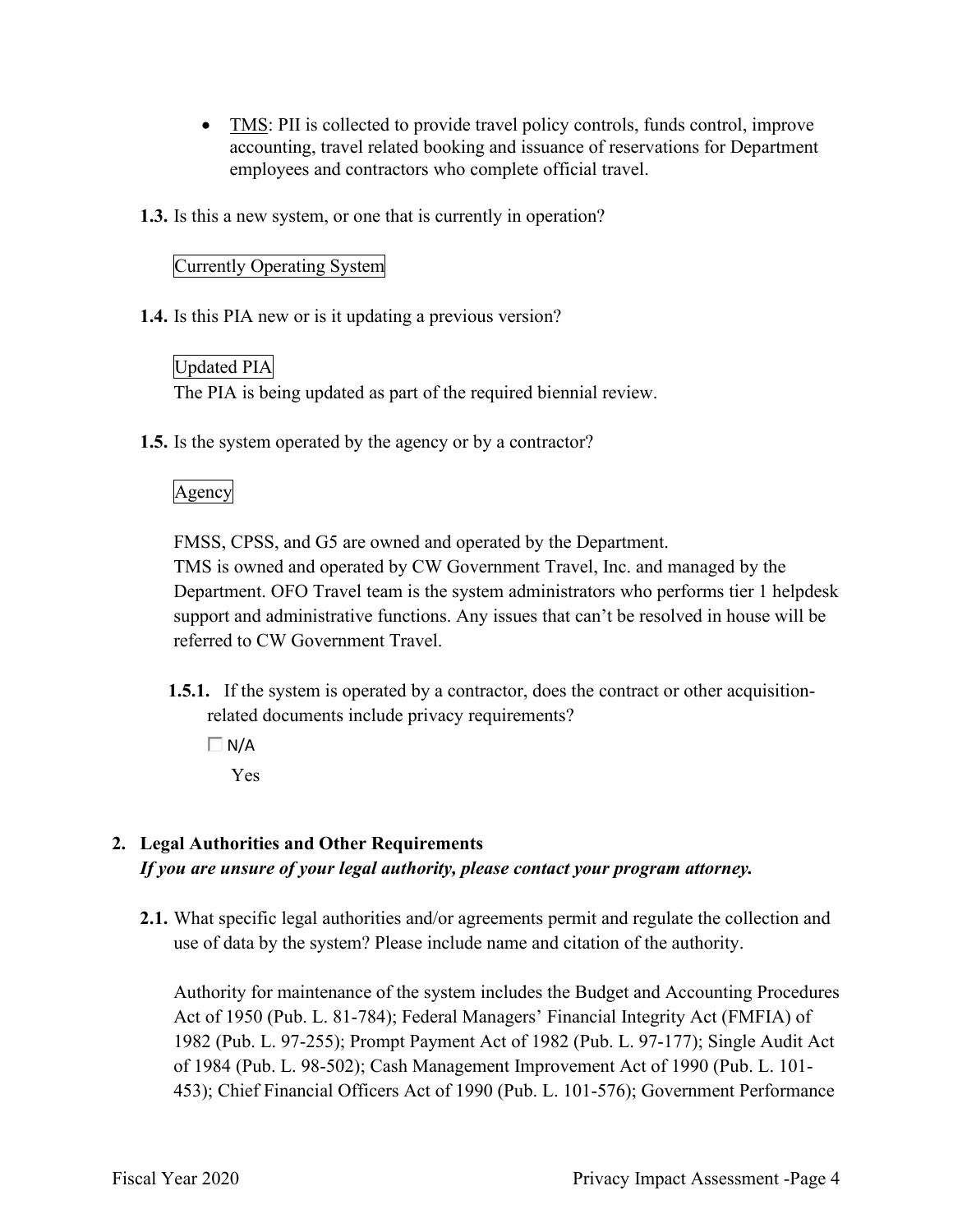- TMS: PII is collected to provide travel policy controls, funds control, improve accounting, travel related booking and issuance of reservations for Department employees and contractors who complete official travel.

**1.3.** Is this a new system, or one that is currently in operation?

Currently Operating System

**1.4.** Is this PIA new or is it updating a previous version?

Updated PIA

The PIA is being updated as part of the required biennial review.

**1.5.** Is the system operated by the agency or by a contractor?

Agency

FMSS, CPSS, and G5 are owned and operated by the Department.
TMS is owned and operated by CW Government Travel, Inc. and managed by the Department. OFO Travel team is the system administrators who performs tier 1 helpdesk support and administrative functions. Any issues that can't be resolved in house will be referred to CW Government Travel.

**1.5.1.** If the system is operated by a contractor, does the contract or other acquisition-related documents include privacy requirements?

☐ N/A

Yes

## 2. Legal Authorities and Other Requirements

***If you are unsure of your legal authority, please contact your program attorney.***

**2.1.** What specific legal authorities and/or agreements permit and regulate the collection and use of data by the system? Please include name and citation of the authority.

Authority for maintenance of the system includes the Budget and Accounting Procedures Act of 1950 (Pub. L. 81-784); Federal Managers' Financial Integrity Act (FMFIA) of 1982 (Pub. L. 97-255); Prompt Payment Act of 1982 (Pub. L. 97-177); Single Audit Act of 1984 (Pub. L. 98-502); Cash Management Improvement Act of 1990 (Pub. L. 101-453); Chief Financial Officers Act of 1990 (Pub. L. 101-576); Government Performance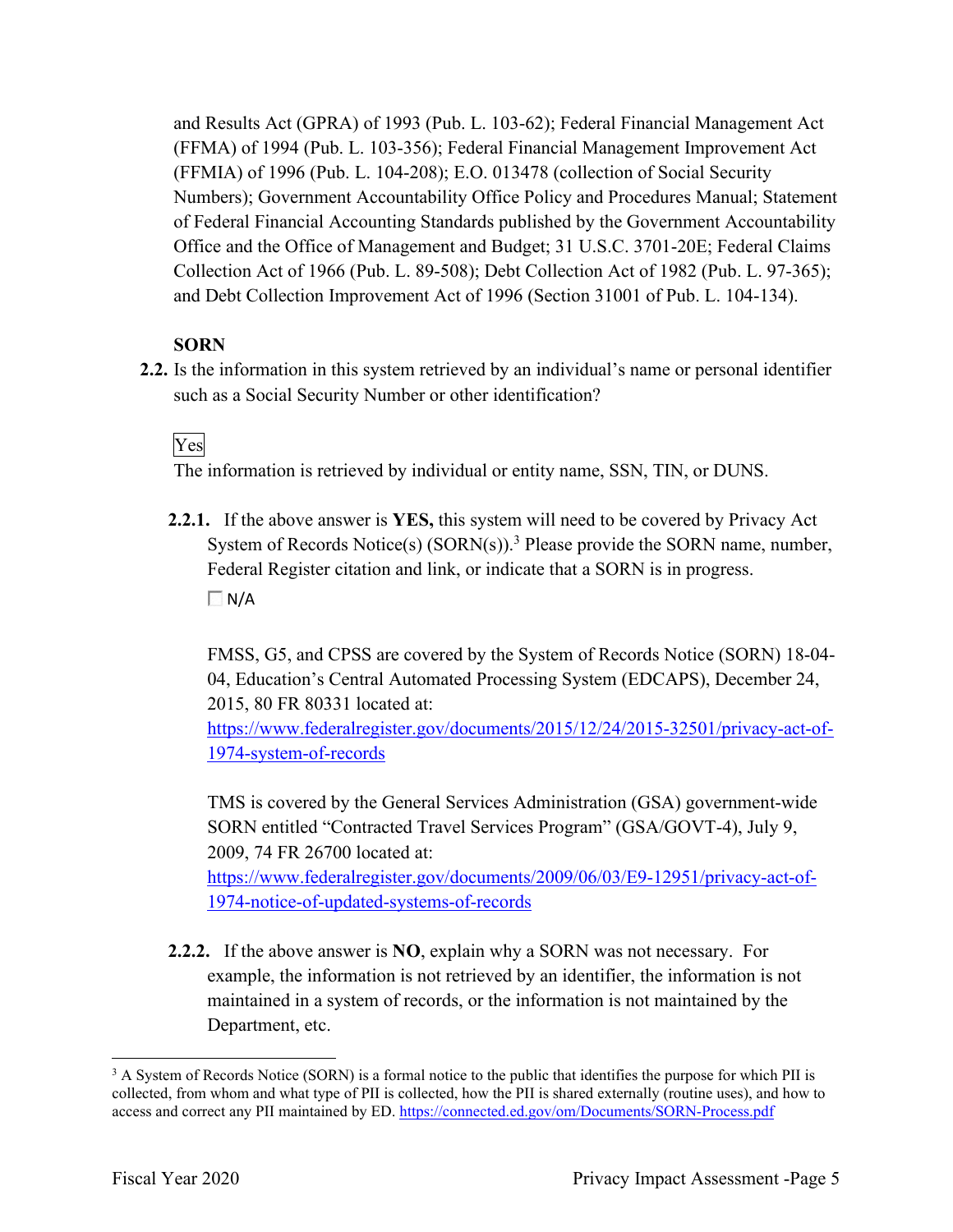and Results Act (GPRA) of 1993 (Pub. L. 103-62); Federal Financial Management Act (FFMA) of 1994 (Pub. L. 103-356); Federal Financial Management Improvement Act (FFMIA) of 1996 (Pub. L. 104-208); E.O. 013478 (collection of Social Security Numbers); Government Accountability Office Policy and Procedures Manual; Statement of Federal Financial Accounting Standards published by the Government Accountability Office and the Office of Management and Budget; 31 U.S.C. 3701-20E; Federal Claims Collection Act of 1966 (Pub. L. 89-508); Debt Collection Act of 1982 (Pub. L. 97-365); and Debt Collection Improvement Act of 1996 (Section 31001 of Pub. L. 104-134).

**SORN**

**2.2.** Is the information in this system retrieved by an individual's name or personal identifier such as a Social Security Number or other identification?

Yes

The information is retrieved by individual or entity name, SSN, TIN, or DUNS.

**2.2.1.** If the above answer is **YES,** this system will need to be covered by Privacy Act System of Records Notice(s) (SORN(s)).[3] Please provide the SORN name, number, Federal Register citation and link, or indicate that a SORN is in progress.

☐ N/A

FMSS, G5, and CPSS are covered by the System of Records Notice (SORN) 18-04-04, Education's Central Automated Processing System (EDCAPS), December 24, 2015, 80 FR 80331 located at: https://www.federalregister.gov/documents/2015/12/24/2015-32501/privacy-act-of-1974-system-of-records

TMS is covered by the General Services Administration (GSA) government-wide SORN entitled "Contracted Travel Services Program" (GSA/GOVT-4), July 9, 2009, 74 FR 26700 located at: https://www.federalregister.gov/documents/2009/06/03/E9-12951/privacy-act-of-1974-notice-of-updated-systems-of-records

**2.2.2.** If the above answer is **NO**, explain why a SORN was not necessary. For example, the information is not retrieved by an identifier, the information is not maintained in a system of records, or the information is not maintained by the Department, etc.

[3] A System of Records Notice (SORN) is a formal notice to the public that identifies the purpose for which PII is collected, from whom and what type of PII is collected, how the PII is shared externally (routine uses), and how to access and correct any PII maintained by ED. https://connected.ed.gov/om/Documents/SORN-Process.pdf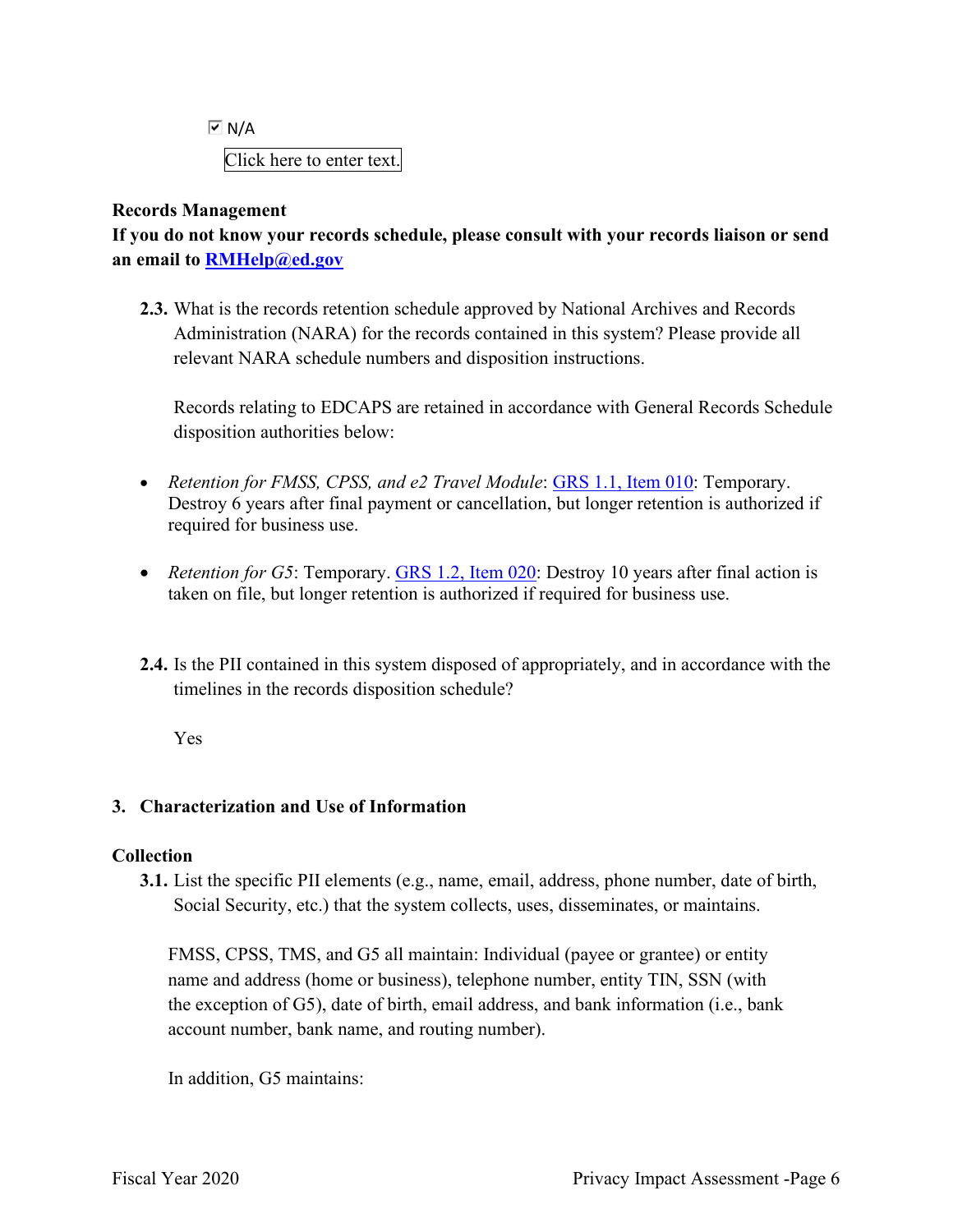☑ N/A

Click here to enter text.

**Records Management**

**If you do not know your records schedule, please consult with your records liaison or send an email to [RMHelp@ed.gov](mailto:RMHelp@ed.gov)**

**2.3.** What is the records retention schedule approved by National Archives and Records Administration (NARA) for the records contained in this system? Please provide all relevant NARA schedule numbers and disposition instructions.

Records relating to EDCAPS are retained in accordance with General Records Schedule disposition authorities below:

- *Retention for FMSS, CPSS, and e2 Travel Module*: GRS 1.1, Item 010: Temporary. Destroy 6 years after final payment or cancellation, but longer retention is authorized if required for business use.
- *Retention for G5*: Temporary. GRS 1.2, Item 020: Destroy 10 years after final action is taken on file, but longer retention is authorized if required for business use.

**2.4.** Is the PII contained in this system disposed of appropriately, and in accordance with the timelines in the records disposition schedule?

Yes

## 3. Characterization and Use of Information

**Collection**

**3.1.** List the specific PII elements (e.g., name, email, address, phone number, date of birth, Social Security, etc.) that the system collects, uses, disseminates, or maintains.

FMSS, CPSS, TMS, and G5 all maintain: Individual (payee or grantee) or entity name and address (home or business), telephone number, entity TIN, SSN (with the exception of G5), date of birth, email address, and bank information (i.e., bank account number, bank name, and routing number).

In addition, G5 maintains: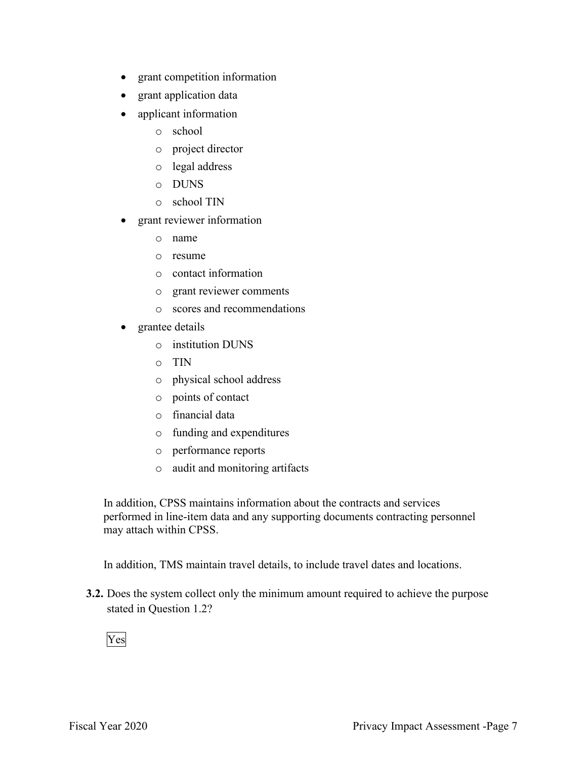- grant competition information
- grant application data
- applicant information
  - school
  - project director
  - legal address
  - DUNS
  - school TIN
- grant reviewer information
  - name
  - resume
  - contact information
  - grant reviewer comments
  - scores and recommendations
- grantee details
  - institution DUNS
  - TIN
  - physical school address
  - points of contact
  - financial data
  - funding and expenditures
  - performance reports
  - audit and monitoring artifacts

In addition, CPSS maintains information about the contracts and services performed in line-item data and any supporting documents contracting personnel may attach within CPSS.

In addition, TMS maintain travel details, to include travel dates and locations.

**3.2.** Does the system collect only the minimum amount required to achieve the purpose stated in Question 1.2?

Yes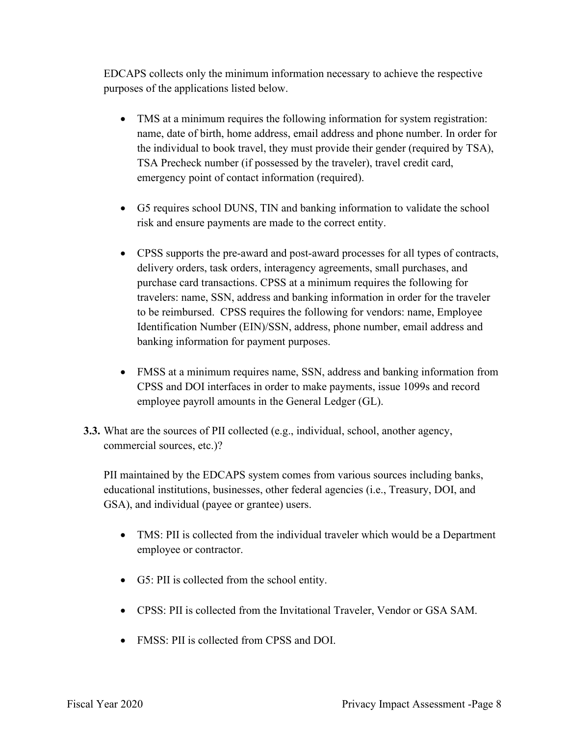EDCAPS collects only the minimum information necessary to achieve the respective purposes of the applications listed below.

- TMS at a minimum requires the following information for system registration: name, date of birth, home address, email address and phone number. In order for the individual to book travel, they must provide their gender (required by TSA), TSA Precheck number (if possessed by the traveler), travel credit card, emergency point of contact information (required).

- G5 requires school DUNS, TIN and banking information to validate the school risk and ensure payments are made to the correct entity.

- CPSS supports the pre-award and post-award processes for all types of contracts, delivery orders, task orders, interagency agreements, small purchases, and purchase card transactions. CPSS at a minimum requires the following for travelers: name, SSN, address and banking information in order for the traveler to be reimbursed. CPSS requires the following for vendors: name, Employee Identification Number (EIN)/SSN, address, phone number, email address and banking information for payment purposes.

- FMSS at a minimum requires name, SSN, address and banking information from CPSS and DOI interfaces in order to make payments, issue 1099s and record employee payroll amounts in the General Ledger (GL).

**3.3.** What are the sources of PII collected (e.g., individual, school, another agency, commercial sources, etc.)?

PII maintained by the EDCAPS system comes from various sources including banks, educational institutions, businesses, other federal agencies (i.e., Treasury, DOI, and GSA), and individual (payee or grantee) users.

- TMS: PII is collected from the individual traveler which would be a Department employee or contractor.

- G5: PII is collected from the school entity.

- CPSS: PII is collected from the Invitational Traveler, Vendor or GSA SAM.

- FMSS: PII is collected from CPSS and DOI.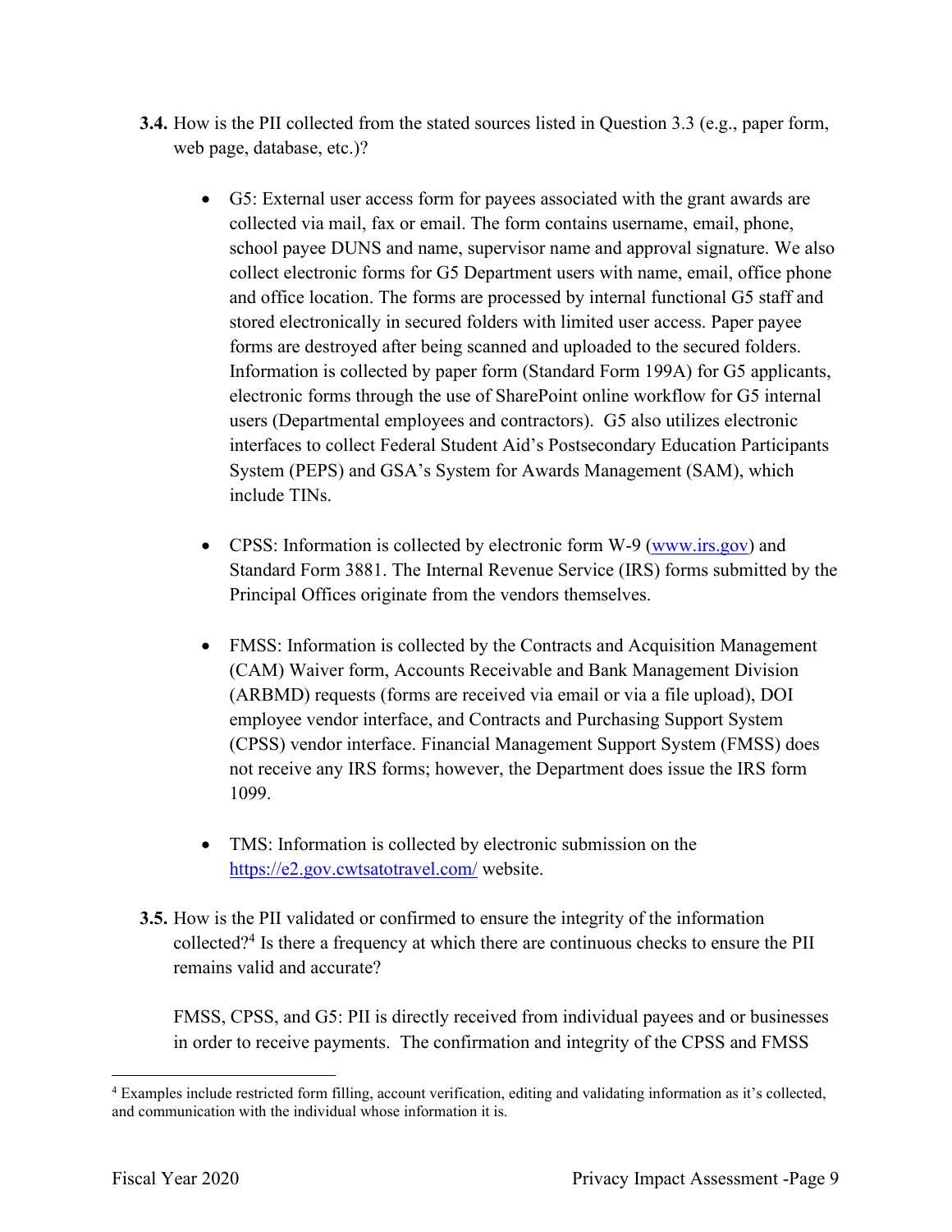**3.4.** How is the PII collected from the stated sources listed in Question 3.3 (e.g., paper form, web page, database, etc.)?

- G5: External user access form for payees associated with the grant awards are collected via mail, fax or email. The form contains username, email, phone, school payee DUNS and name, supervisor name and approval signature. We also collect electronic forms for G5 Department users with name, email, office phone and office location. The forms are processed by internal functional G5 staff and stored electronically in secured folders with limited user access. Paper payee forms are destroyed after being scanned and uploaded to the secured folders. Information is collected by paper form (Standard Form 199A) for G5 applicants, electronic forms through the use of SharePoint online workflow for G5 internal users (Departmental employees and contractors). G5 also utilizes electronic interfaces to collect Federal Student Aid's Postsecondary Education Participants System (PEPS) and GSA's System for Awards Management (SAM), which include TINs.

- CPSS: Information is collected by electronic form W-9 (www.irs.gov) and Standard Form 3881. The Internal Revenue Service (IRS) forms submitted by the Principal Offices originate from the vendors themselves.

- FMSS: Information is collected by the Contracts and Acquisition Management (CAM) Waiver form, Accounts Receivable and Bank Management Division (ARBMD) requests (forms are received via email or via a file upload), DOI employee vendor interface, and Contracts and Purchasing Support System (CPSS) vendor interface. Financial Management Support System (FMSS) does not receive any IRS forms; however, the Department does issue the IRS form 1099.

- TMS: Information is collected by electronic submission on the https://e2.gov.cwtsatotravel.com/ website.

**3.5.** How is the PII validated or confirmed to ensure the integrity of the information collected?[4] Is there a frequency at which there are continuous checks to ensure the PII remains valid and accurate?

FMSS, CPSS, and G5: PII is directly received from individual payees and or businesses in order to receive payments. The confirmation and integrity of the CPSS and FMSS

[4] Examples include restricted form filling, account verification, editing and validating information as it's collected, and communication with the individual whose information it is.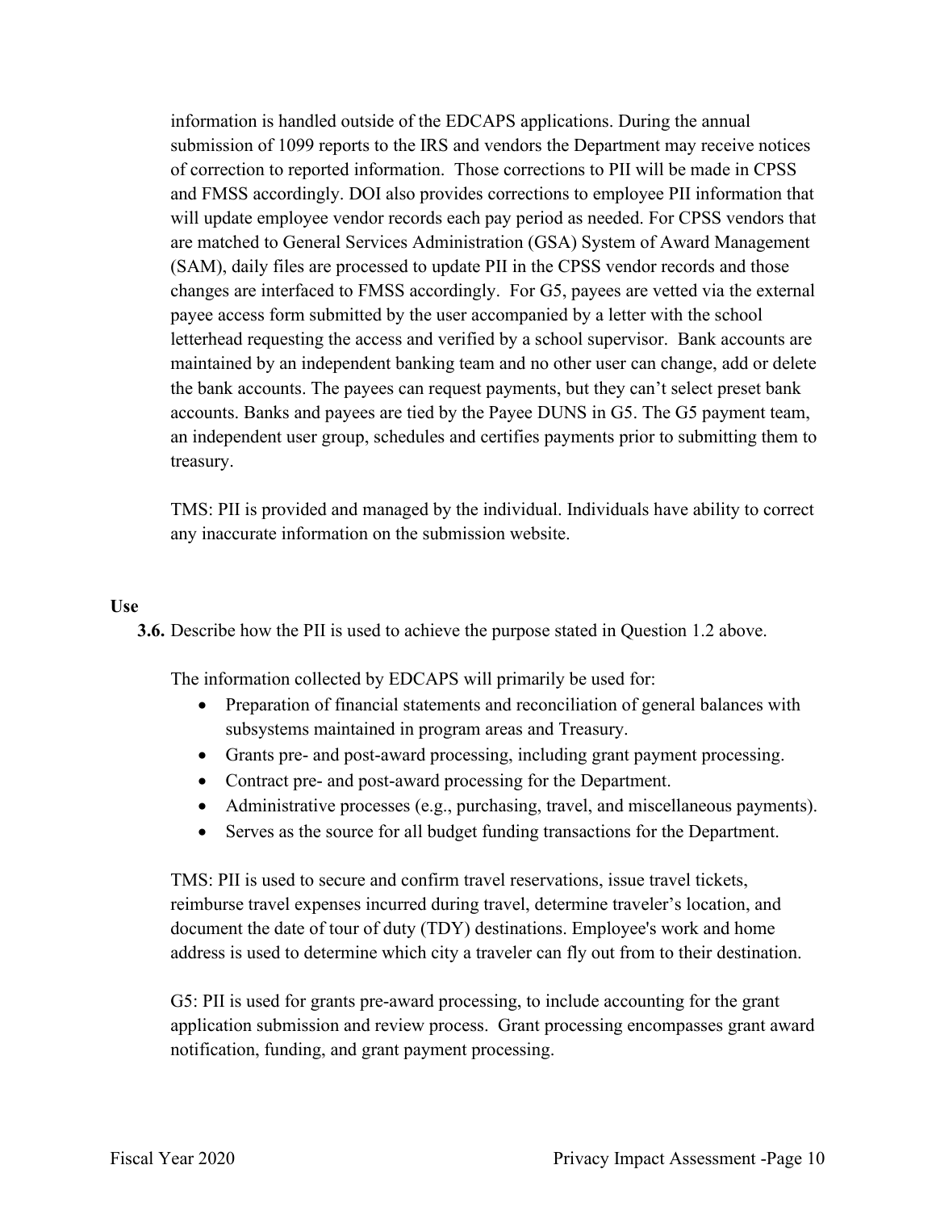information is handled outside of the EDCAPS applications. During the annual submission of 1099 reports to the IRS and vendors the Department may receive notices of correction to reported information. Those corrections to PII will be made in CPSS and FMSS accordingly. DOI also provides corrections to employee PII information that will update employee vendor records each pay period as needed. For CPSS vendors that are matched to General Services Administration (GSA) System of Award Management (SAM), daily files are processed to update PII in the CPSS vendor records and those changes are interfaced to FMSS accordingly. For G5, payees are vetted via the external payee access form submitted by the user accompanied by a letter with the school letterhead requesting the access and verified by a school supervisor. Bank accounts are maintained by an independent banking team and no other user can change, add or delete the bank accounts. The payees can request payments, but they can't select preset bank accounts. Banks and payees are tied by the Payee DUNS in G5. The G5 payment team, an independent user group, schedules and certifies payments prior to submitting them to treasury.

TMS: PII is provided and managed by the individual. Individuals have ability to correct any inaccurate information on the submission website.

**Use**

**3.6.** Describe how the PII is used to achieve the purpose stated in Question 1.2 above.

The information collected by EDCAPS will primarily be used for:

- Preparation of financial statements and reconciliation of general balances with subsystems maintained in program areas and Treasury.
- Grants pre- and post-award processing, including grant payment processing.
- Contract pre- and post-award processing for the Department.
- Administrative processes (e.g., purchasing, travel, and miscellaneous payments).
- Serves as the source for all budget funding transactions for the Department.

TMS: PII is used to secure and confirm travel reservations, issue travel tickets, reimburse travel expenses incurred during travel, determine traveler's location, and document the date of tour of duty (TDY) destinations. Employee's work and home address is used to determine which city a traveler can fly out from to their destination.

G5: PII is used for grants pre-award processing, to include accounting for the grant application submission and review process. Grant processing encompasses grant award notification, funding, and grant payment processing.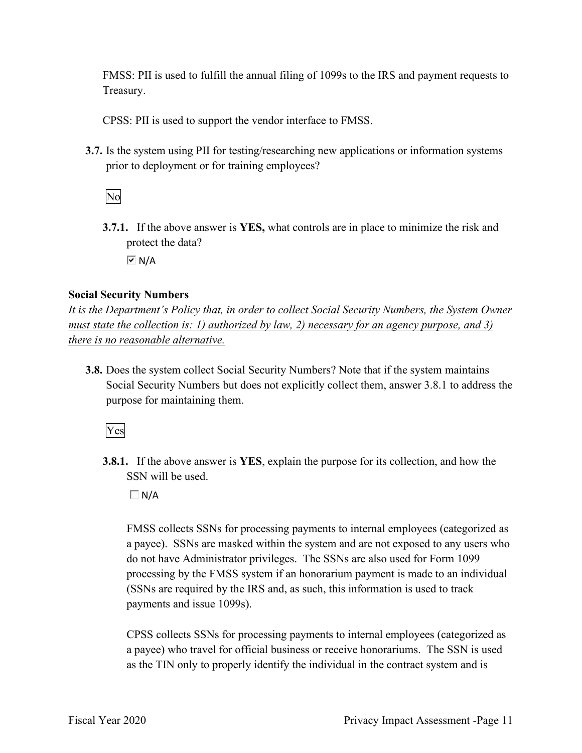FMSS: PII is used to fulfill the annual filing of 1099s to the IRS and payment requests to Treasury.

CPSS: PII is used to support the vendor interface to FMSS.

**3.7.** Is the system using PII for testing/researching new applications or information systems prior to deployment or for training employees?

No

**3.7.1.** If the above answer is **YES,** what controls are in place to minimize the risk and protect the data?

☑ N/A

**Social Security Numbers**

*It is the Department's Policy that, in order to collect Social Security Numbers, the System Owner must state the collection is: 1) authorized by law, 2) necessary for an agency purpose, and 3) there is no reasonable alternative.*

**3.8.** Does the system collect Social Security Numbers? Note that if the system maintains Social Security Numbers but does not explicitly collect them, answer 3.8.1 to address the purpose for maintaining them.

Yes

**3.8.1.** If the above answer is **YES**, explain the purpose for its collection, and how the SSN will be used.

☐ N/A

FMSS collects SSNs for processing payments to internal employees (categorized as a payee). SSNs are masked within the system and are not exposed to any users who do not have Administrator privileges. The SSNs are also used for Form 1099 processing by the FMSS system if an honorarium payment is made to an individual (SSNs are required by the IRS and, as such, this information is used to track payments and issue 1099s).

CPSS collects SSNs for processing payments to internal employees (categorized as a payee) who travel for official business or receive honorariums. The SSN is used as the TIN only to properly identify the individual in the contract system and is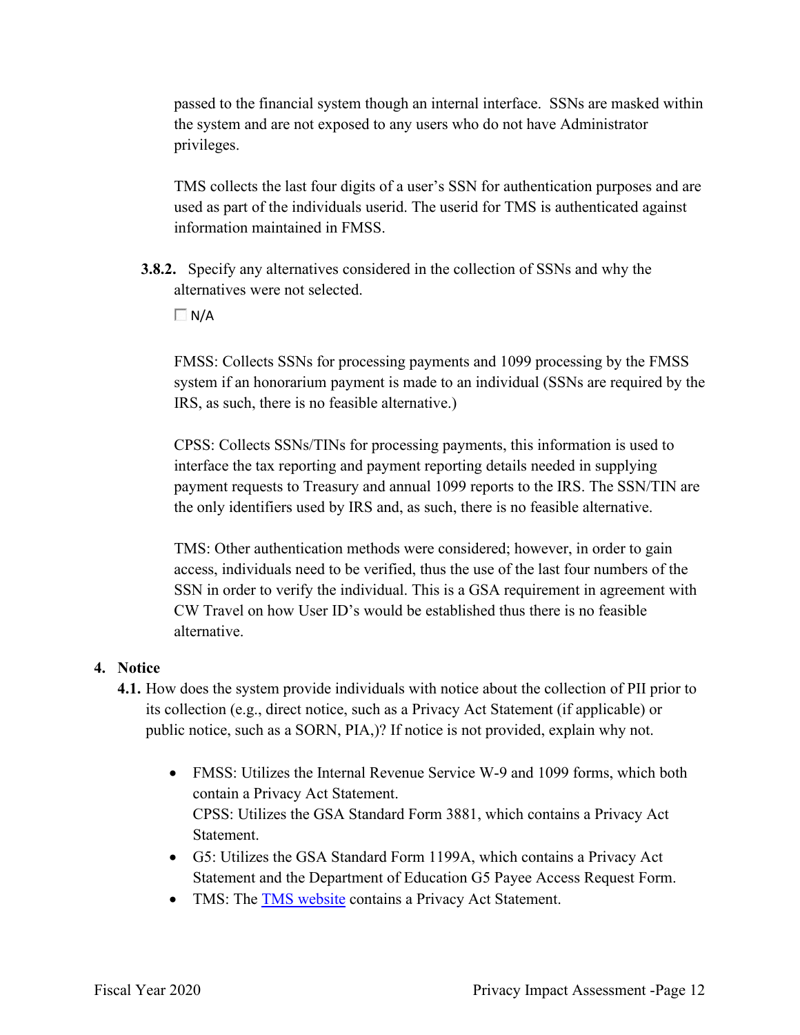passed to the financial system though an internal interface. SSNs are masked within the system and are not exposed to any users who do not have Administrator privileges.

TMS collects the last four digits of a user's SSN for authentication purposes and are used as part of the individuals userid. The userid for TMS is authenticated against information maintained in FMSS.

**3.8.2.** Specify any alternatives considered in the collection of SSNs and why the alternatives were not selected.

☐ N/A

FMSS: Collects SSNs for processing payments and 1099 processing by the FMSS system if an honorarium payment is made to an individual (SSNs are required by the IRS, as such, there is no feasible alternative.)

CPSS: Collects SSNs/TINs for processing payments, this information is used to interface the tax reporting and payment reporting details needed in supplying payment requests to Treasury and annual 1099 reports to the IRS. The SSN/TIN are the only identifiers used by IRS and, as such, there is no feasible alternative.

TMS: Other authentication methods were considered; however, in order to gain access, individuals need to be verified, thus the use of the last four numbers of the SSN in order to verify the individual. This is a GSA requirement in agreement with CW Travel on how User ID's would be established thus there is no feasible alternative.

## 4. Notice

**4.1.** How does the system provide individuals with notice about the collection of PII prior to its collection (e.g., direct notice, such as a Privacy Act Statement (if applicable) or public notice, such as a SORN, PIA,)? If notice is not provided, explain why not.

- FMSS: Utilizes the Internal Revenue Service W-9 and 1099 forms, which both contain a Privacy Act Statement.
  CPSS: Utilizes the GSA Standard Form 3881, which contains a Privacy Act Statement.
- G5: Utilizes the GSA Standard Form 1199A, which contains a Privacy Act Statement and the Department of Education G5 Payee Access Request Form.
- TMS: The TMS website contains a Privacy Act Statement.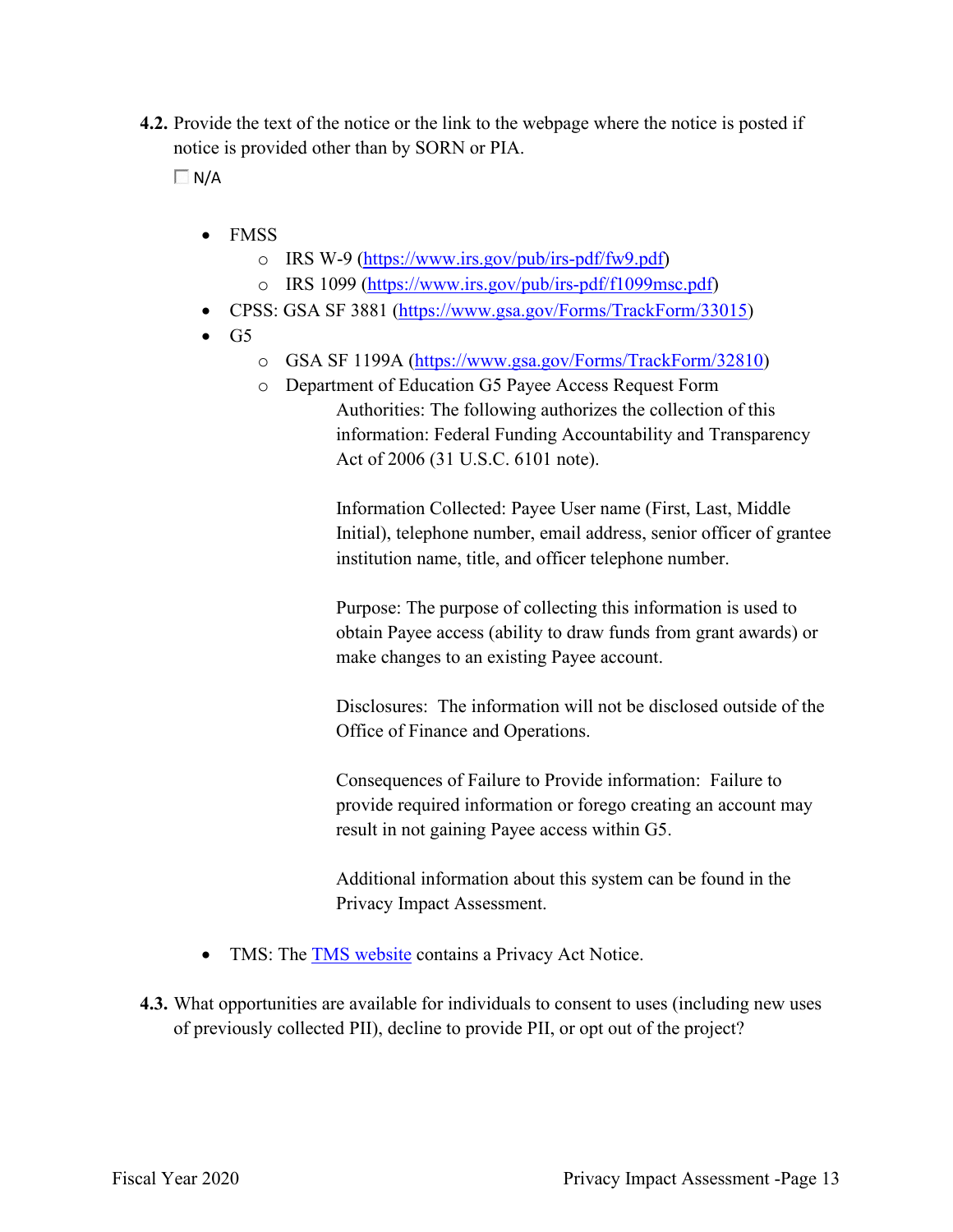**4.2.** Provide the text of the notice or the link to the webpage where the notice is posted if notice is provided other than by SORN or PIA.

☐ N/A

- FMSS
  - IRS W-9 (https://www.irs.gov/pub/irs-pdf/fw9.pdf)
  - IRS 1099 (https://www.irs.gov/pub/irs-pdf/f1099msc.pdf)
- CPSS: GSA SF 3881 (https://www.gsa.gov/Forms/TrackForm/33015)
- G5
  - GSA SF 1199A (https://www.gsa.gov/Forms/TrackForm/32810)
  - Department of Education G5 Payee Access Request Form

    Authorities: The following authorizes the collection of this information: Federal Funding Accountability and Transparency Act of 2006 (31 U.S.C. 6101 note).

    Information Collected: Payee User name (First, Last, Middle Initial), telephone number, email address, senior officer of grantee institution name, title, and officer telephone number.

    Purpose: The purpose of collecting this information is used to obtain Payee access (ability to draw funds from grant awards) or make changes to an existing Payee account.

    Disclosures: The information will not be disclosed outside of the Office of Finance and Operations.

    Consequences of Failure to Provide information: Failure to provide required information or forego creating an account may result in not gaining Payee access within G5.

    Additional information about this system can be found in the Privacy Impact Assessment.

- TMS: The TMS website contains a Privacy Act Notice.

**4.3.** What opportunities are available for individuals to consent to uses (including new uses of previously collected PII), decline to provide PII, or opt out of the project?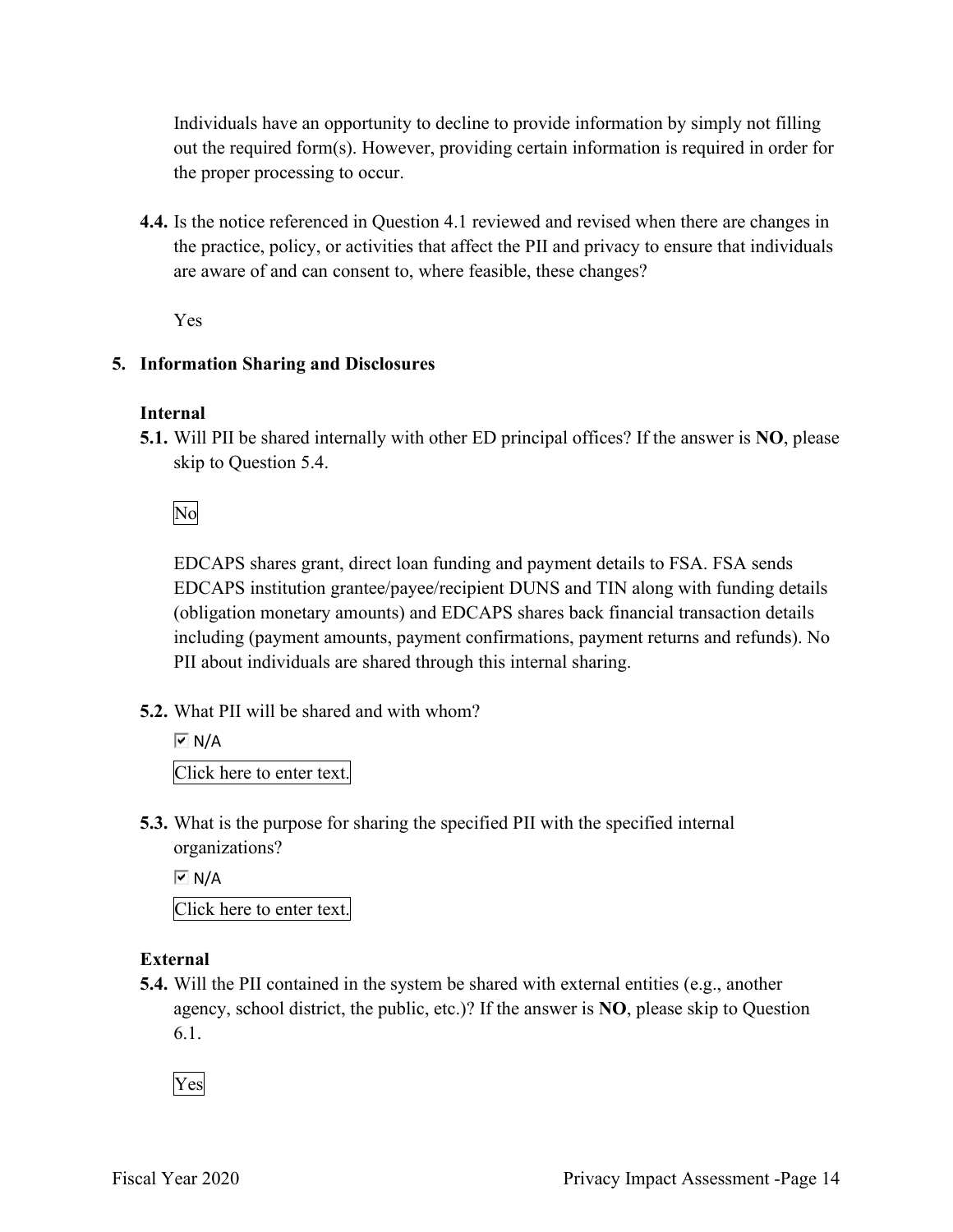Individuals have an opportunity to decline to provide information by simply not filling out the required form(s). However, providing certain information is required in order for the proper processing to occur.

**4.4.** Is the notice referenced in Question 4.1 reviewed and revised when there are changes in the practice, policy, or activities that affect the PII and privacy to ensure that individuals are aware of and can consent to, where feasible, these changes?

Yes

## 5. Information Sharing and Disclosures

### Internal

**5.1.** Will PII be shared internally with other ED principal offices? If the answer is **NO**, please skip to Question 5.4.

No

EDCAPS shares grant, direct loan funding and payment details to FSA. FSA sends EDCAPS institution grantee/payee/recipient DUNS and TIN along with funding details (obligation monetary amounts) and EDCAPS shares back financial transaction details including (payment amounts, payment confirmations, payment returns and refunds). No PII about individuals are shared through this internal sharing.

**5.2.** What PII will be shared and with whom?

☑ N/A

Click here to enter text.

**5.3.** What is the purpose for sharing the specified PII with the specified internal organizations?

☑ N/A

Click here to enter text.

### External

**5.4.** Will the PII contained in the system be shared with external entities (e.g., another agency, school district, the public, etc.)? If the answer is **NO**, please skip to Question 6.1.

Yes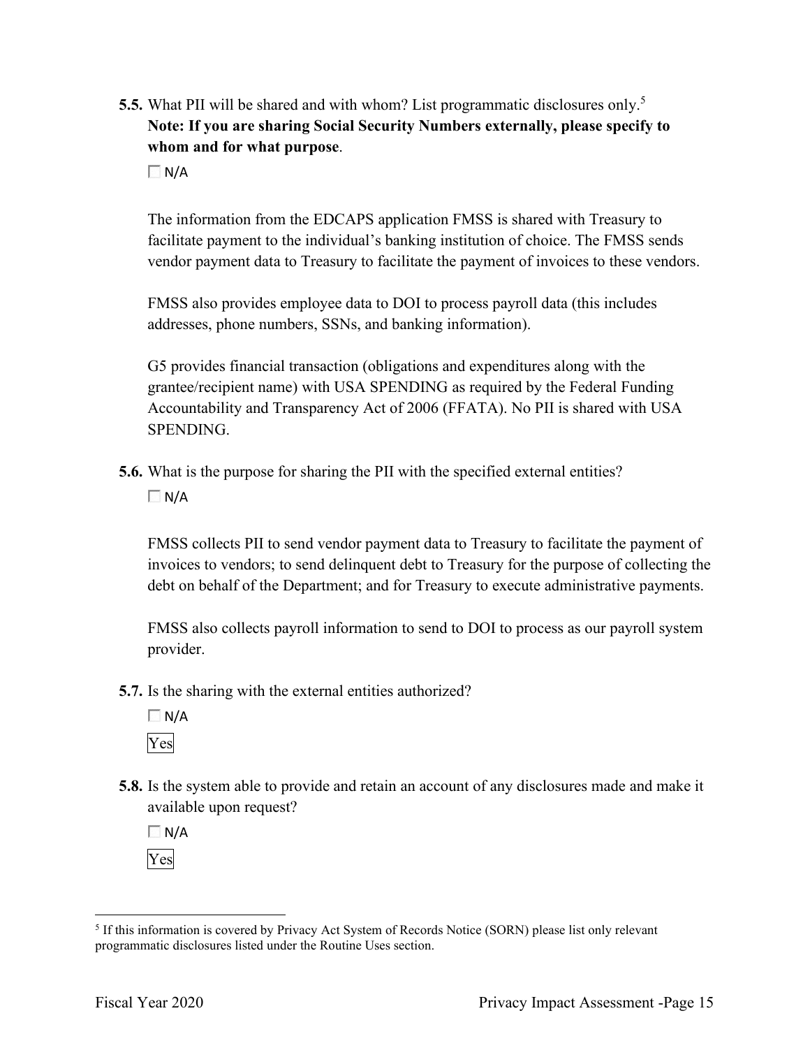**5.5.** What PII will be shared and with whom? List programmatic disclosures only.[5] **Note: If you are sharing Social Security Numbers externally, please specify to whom and for what purpose**.

☐ N/A

The information from the EDCAPS application FMSS is shared with Treasury to facilitate payment to the individual's banking institution of choice. The FMSS sends vendor payment data to Treasury to facilitate the payment of invoices to these vendors.

FMSS also provides employee data to DOI to process payroll data (this includes addresses, phone numbers, SSNs, and banking information).

G5 provides financial transaction (obligations and expenditures along with the grantee/recipient name) with USA SPENDING as required by the Federal Funding Accountability and Transparency Act of 2006 (FFATA). No PII is shared with USA SPENDING.

**5.6.** What is the purpose for sharing the PII with the specified external entities?

☐ N/A

FMSS collects PII to send vendor payment data to Treasury to facilitate the payment of invoices to vendors; to send delinquent debt to Treasury for the purpose of collecting the debt on behalf of the Department; and for Treasury to execute administrative payments.

FMSS also collects payroll information to send to DOI to process as our payroll system provider.

**5.7.** Is the sharing with the external entities authorized?

☐ N/A

Yes

**5.8.** Is the system able to provide and retain an account of any disclosures made and make it available upon request?

☐ N/A

Yes

[5] If this information is covered by Privacy Act System of Records Notice (SORN) please list only relevant programmatic disclosures listed under the Routine Uses section.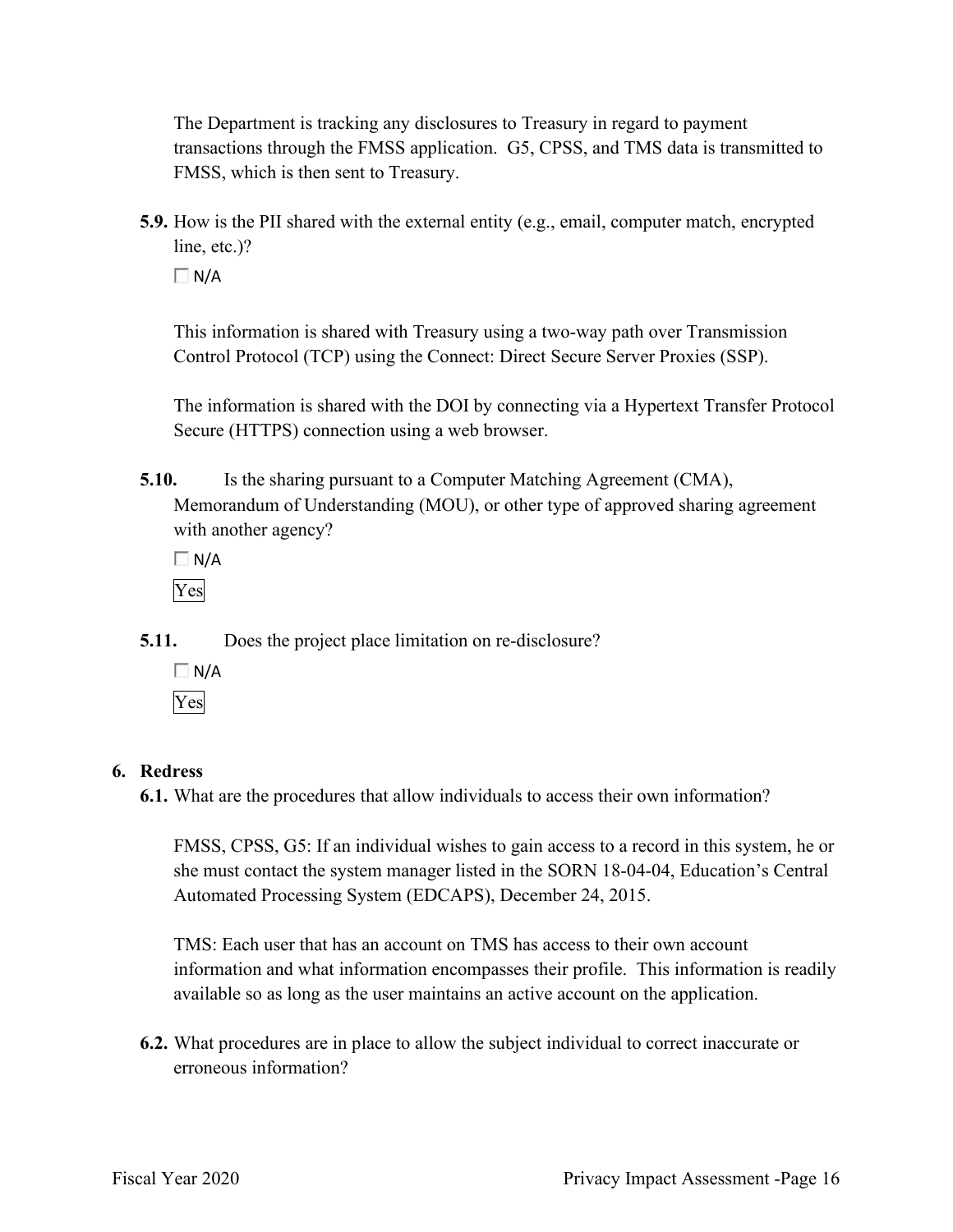The Department is tracking any disclosures to Treasury in regard to payment transactions through the FMSS application. G5, CPSS, and TMS data is transmitted to FMSS, which is then sent to Treasury.

**5.9.** How is the PII shared with the external entity (e.g., email, computer match, encrypted line, etc.)?

☐ N/A

This information is shared with Treasury using a two-way path over Transmission Control Protocol (TCP) using the Connect: Direct Secure Server Proxies (SSP).

The information is shared with the DOI by connecting via a Hypertext Transfer Protocol Secure (HTTPS) connection using a web browser.

**5.10.** Is the sharing pursuant to a Computer Matching Agreement (CMA), Memorandum of Understanding (MOU), or other type of approved sharing agreement with another agency?

☐ N/A

Yes

**5.11.** Does the project place limitation on re-disclosure?

☐ N/A

Yes

## 6. Redress

**6.1.** What are the procedures that allow individuals to access their own information?

FMSS, CPSS, G5: If an individual wishes to gain access to a record in this system, he or she must contact the system manager listed in the SORN 18-04-04, Education's Central Automated Processing System (EDCAPS), December 24, 2015.

TMS: Each user that has an account on TMS has access to their own account information and what information encompasses their profile. This information is readily available so as long as the user maintains an active account on the application.

**6.2.** What procedures are in place to allow the subject individual to correct inaccurate or erroneous information?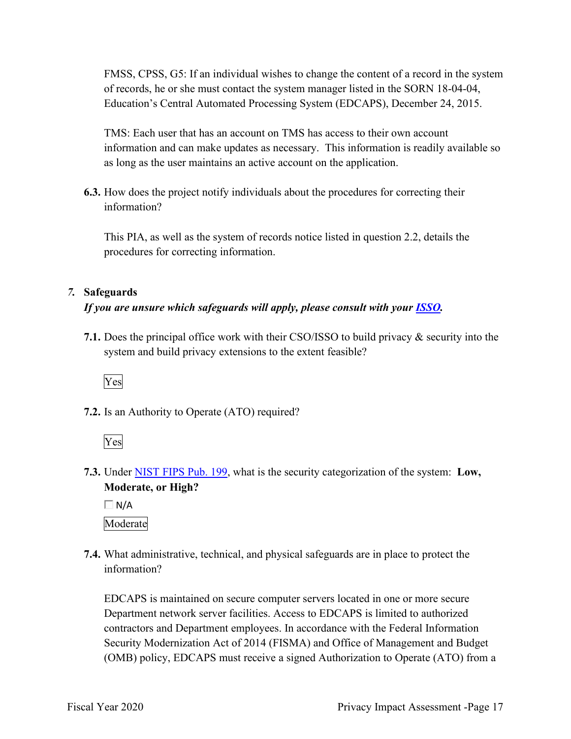FMSS, CPSS, G5: If an individual wishes to change the content of a record in the system of records, he or she must contact the system manager listed in the SORN 18-04-04, Education's Central Automated Processing System (EDCAPS), December 24, 2015.

TMS: Each user that has an account on TMS has access to their own account information and can make updates as necessary. This information is readily available so as long as the user maintains an active account on the application.

**6.3.** How does the project notify individuals about the procedures for correcting their information?

This PIA, as well as the system of records notice listed in question 2.2, details the procedures for correcting information.

## *7.* Safeguards

***If you are unsure which safeguards will apply, please consult with your [ISSO](#).***

**7.1.** Does the principal office work with their CSO/ISSO to build privacy & security into the system and build privacy extensions to the extent feasible?

Yes

**7.2.** Is an Authority to Operate (ATO) required?

Yes

**7.3.** Under [NIST FIPS Pub. 199](#), what is the security categorization of the system: **Low, Moderate, or High?**

☐ N/A

Moderate

**7.4.** What administrative, technical, and physical safeguards are in place to protect the information?

EDCAPS is maintained on secure computer servers located in one or more secure Department network server facilities. Access to EDCAPS is limited to authorized contractors and Department employees. In accordance with the Federal Information Security Modernization Act of 2014 (FISMA) and Office of Management and Budget (OMB) policy, EDCAPS must receive a signed Authorization to Operate (ATO) from a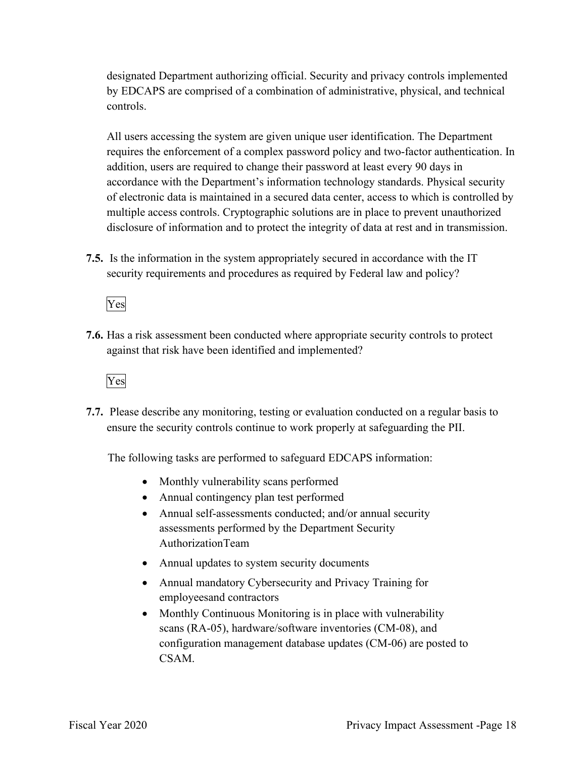designated Department authorizing official. Security and privacy controls implemented by EDCAPS are comprised of a combination of administrative, physical, and technical controls.

All users accessing the system are given unique user identification. The Department requires the enforcement of a complex password policy and two-factor authentication. In addition, users are required to change their password at least every 90 days in accordance with the Department's information technology standards. Physical security of electronic data is maintained in a secured data center, access to which is controlled by multiple access controls. Cryptographic solutions are in place to prevent unauthorized disclosure of information and to protect the integrity of data at rest and in transmission.

**7.5.** Is the information in the system appropriately secured in accordance with the IT security requirements and procedures as required by Federal law and policy?

Yes

**7.6.** Has a risk assessment been conducted where appropriate security controls to protect against that risk have been identified and implemented?

Yes

**7.7.** Please describe any monitoring, testing or evaluation conducted on a regular basis to ensure the security controls continue to work properly at safeguarding the PII.

The following tasks are performed to safeguard EDCAPS information:

- Monthly vulnerability scans performed
- Annual contingency plan test performed
- Annual self-assessments conducted; and/or annual security assessments performed by the Department Security AuthorizationTeam
- Annual updates to system security documents
- Annual mandatory Cybersecurity and Privacy Training for employeesand contractors
- Monthly Continuous Monitoring is in place with vulnerability scans (RA-05), hardware/software inventories (CM-08), and configuration management database updates (CM-06) are posted to CSAM.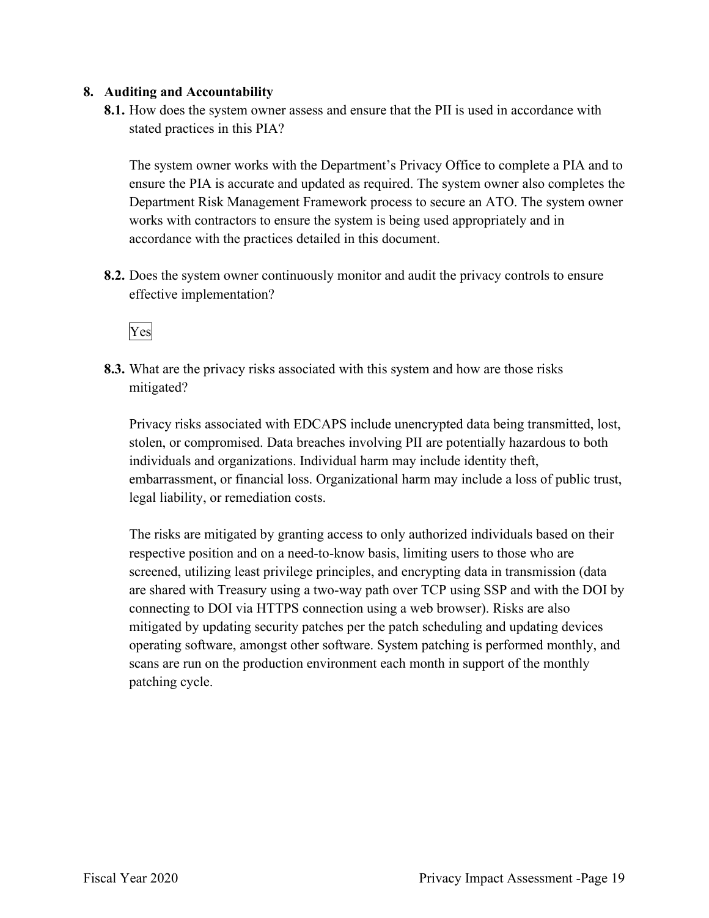**8. Auditing and Accountability**

**8.1.** How does the system owner assess and ensure that the PII is used in accordance with stated practices in this PIA?

The system owner works with the Department's Privacy Office to complete a PIA and to ensure the PIA is accurate and updated as required. The system owner also completes the Department Risk Management Framework process to secure an ATO. The system owner works with contractors to ensure the system is being used appropriately and in accordance with the practices detailed in this document.

**8.2.** Does the system owner continuously monitor and audit the privacy controls to ensure effective implementation?

Yes

**8.3.** What are the privacy risks associated with this system and how are those risks mitigated?

Privacy risks associated with EDCAPS include unencrypted data being transmitted, lost, stolen, or compromised. Data breaches involving PII are potentially hazardous to both individuals and organizations. Individual harm may include identity theft, embarrassment, or financial loss. Organizational harm may include a loss of public trust, legal liability, or remediation costs.

The risks are mitigated by granting access to only authorized individuals based on their respective position and on a need-to-know basis, limiting users to those who are screened, utilizing least privilege principles, and encrypting data in transmission (data are shared with Treasury using a two-way path over TCP using SSP and with the DOI by connecting to DOI via HTTPS connection using a web browser). Risks are also mitigated by updating security patches per the patch scheduling and updating devices operating software, amongst other software. System patching is performed monthly, and scans are run on the production environment each month in support of the monthly patching cycle.